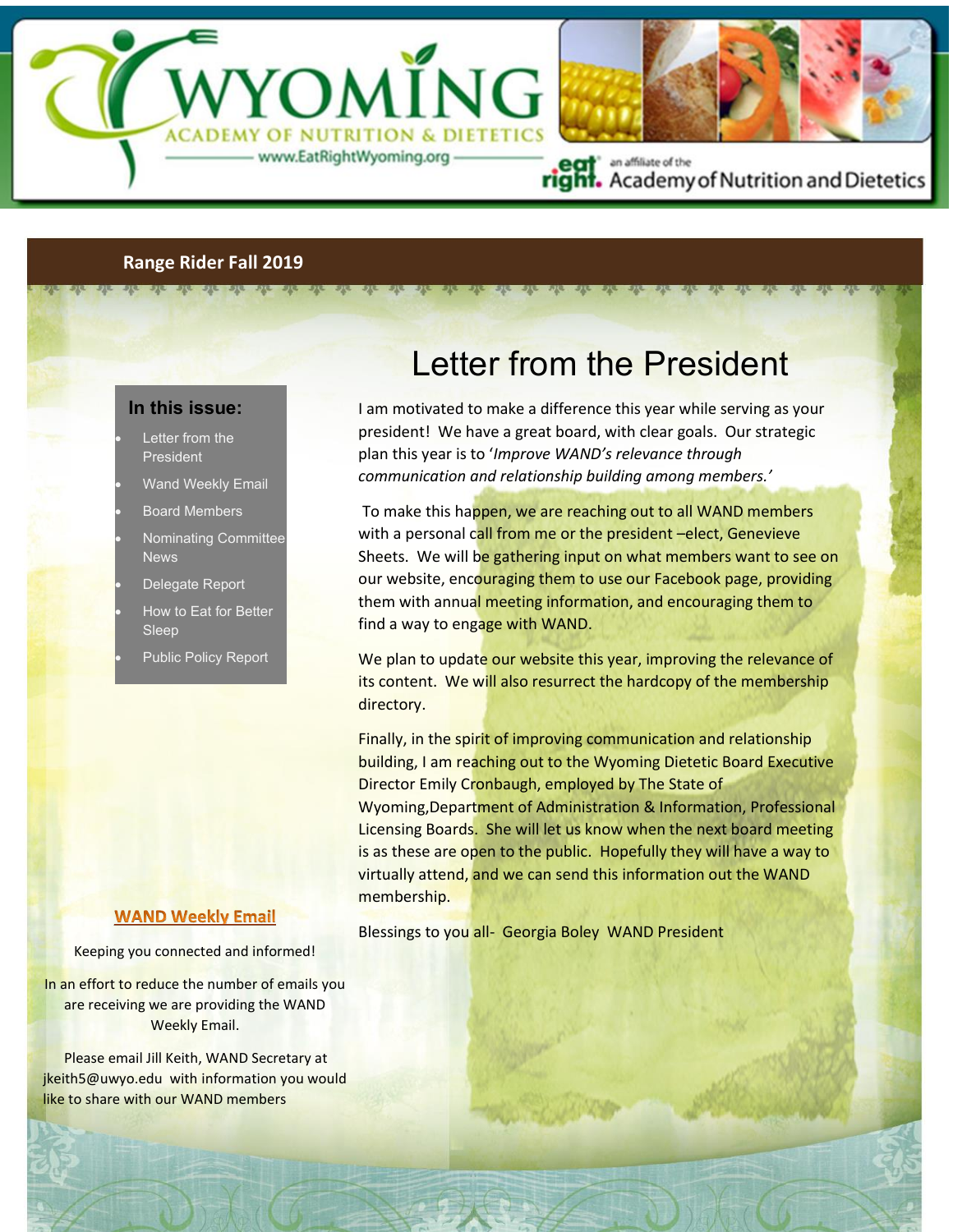WYOMING

ACADEMY OF NUTRITION & DIETETICS

www.EatRightWyoming.org

eat right. an affiliate of the Academy of Nutrition and Dietetics

**Range Rider Fall 2019**

### In this issue:

- Letter from the President
- Wand Weekly Email
- Board Members
- Nominating Committee News
- Delegate Report
- How to Eat for Better Sleep
- Public Policy Report

# Letter from the President

I am motivated to make a difference this year while serving as your president! We have a great board, with clear goals. Our strategic plan this year is to '*Improve WAND's relevance through communication and relationship building among members.'*

To make this happen, we are reaching out to all WAND members with a personal call from me or the president –elect, Genevieve Sheets. We will be gathering input on what members want to see on our website, encouraging them to use our Facebook page, providing them with annual meeting information, and encouraging them to find a way to engage with WAND.

We plan to update our website this year, improving the relevance of its content. We will also resurrect the hardcopy of the membership directory.

Finally, in the spirit of improving communication and relationship building, I am reaching out to the Wyoming Dietetic Board Executive Director Emily Cronbaugh, employed by The State of Wyoming,Department of Administration & Information, Professional Licensing Boards. She will let us know when the next board meeting is as these are open to the public. Hopefully they will have a way to virtually attend, and we can send this information out the WAND membership.

Blessings to you all- Georgia Boley WAND President

## WAND Weekly Email

Keeping you connected and informed!

In an effort to reduce the number of emails you are receiving we are providing the WAND Weekly Email.

Please email Jill Keith, WAND Secretary at jkeith5@uwyo.edu with information you would like to share with our WAND members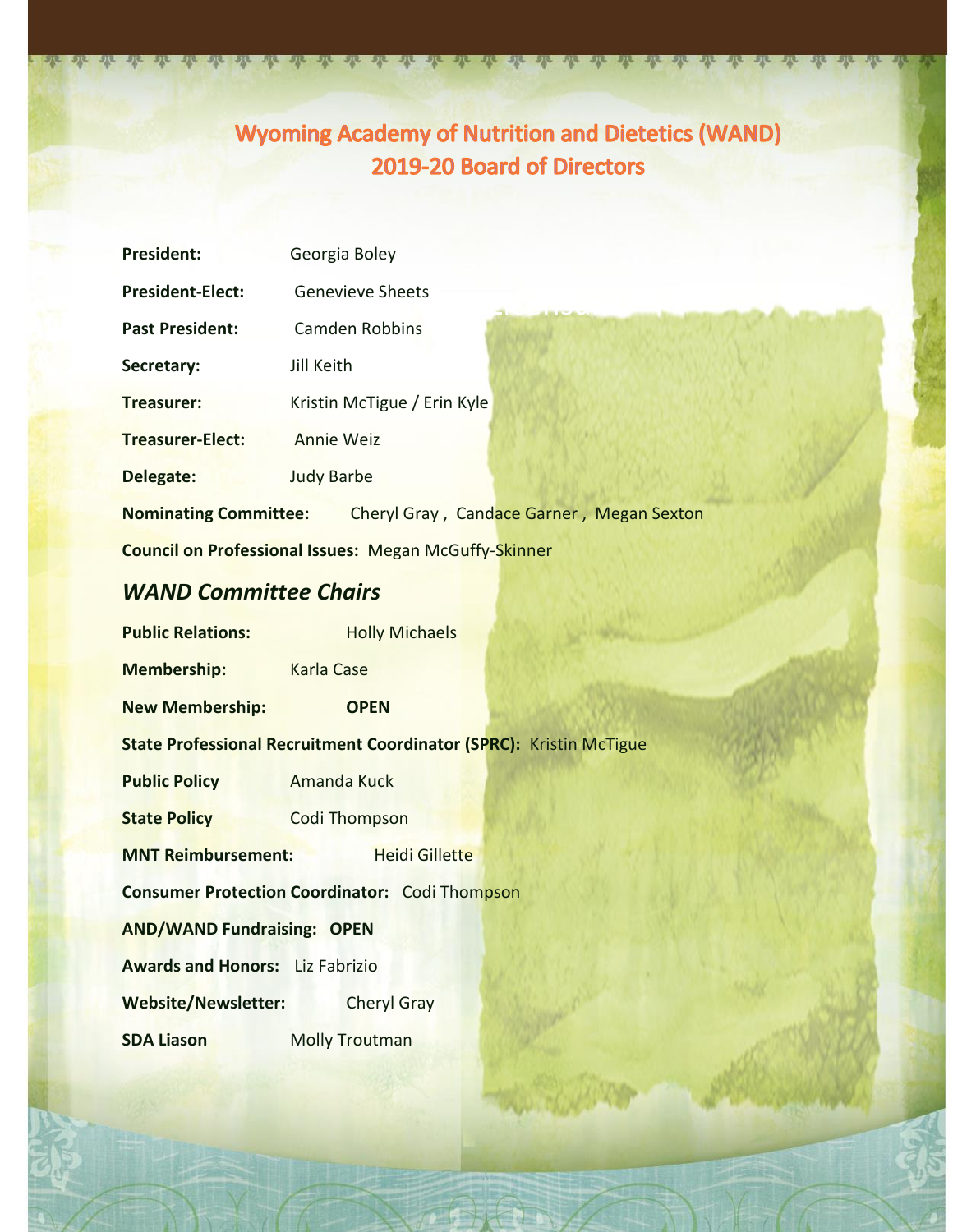# Wyoming Academy of Nutrition and Dietetics (WAND)
# 2019-20 Board of Directors

**President:** Georgia Boley

**President-Elect:** Genevieve Sheets

**Past President:** Camden Robbins

**Secretary:** Jill Keith

**Treasurer:** Kristin McTigue / Erin Kyle

**Treasurer-Elect:** Annie Weiz

**Delegate:** Judy Barbe

**Nominating Committee:** Cheryl Gray , Candace Garner , Megan Sexton

**Council on Professional Issues:** Megan McGuffy-Skinner

## *WAND Committee Chairs*

**Public Relations:** Holly Michaels

**Membership:** Karla Case

**New Membership:** **OPEN**

**State Professional Recruitment Coordinator (SPRC):** Kristin McTigue

**Public Policy** Amanda Kuck

**State Policy** Codi Thompson

**MNT Reimbursement:** Heidi Gillette

**Consumer Protection Coordinator:** Codi Thompson

**AND/WAND Fundraising:** **OPEN**

**Awards and Honors:** Liz Fabrizio

**Website/Newsletter:** Cheryl Gray

**SDA Liason** Molly Troutman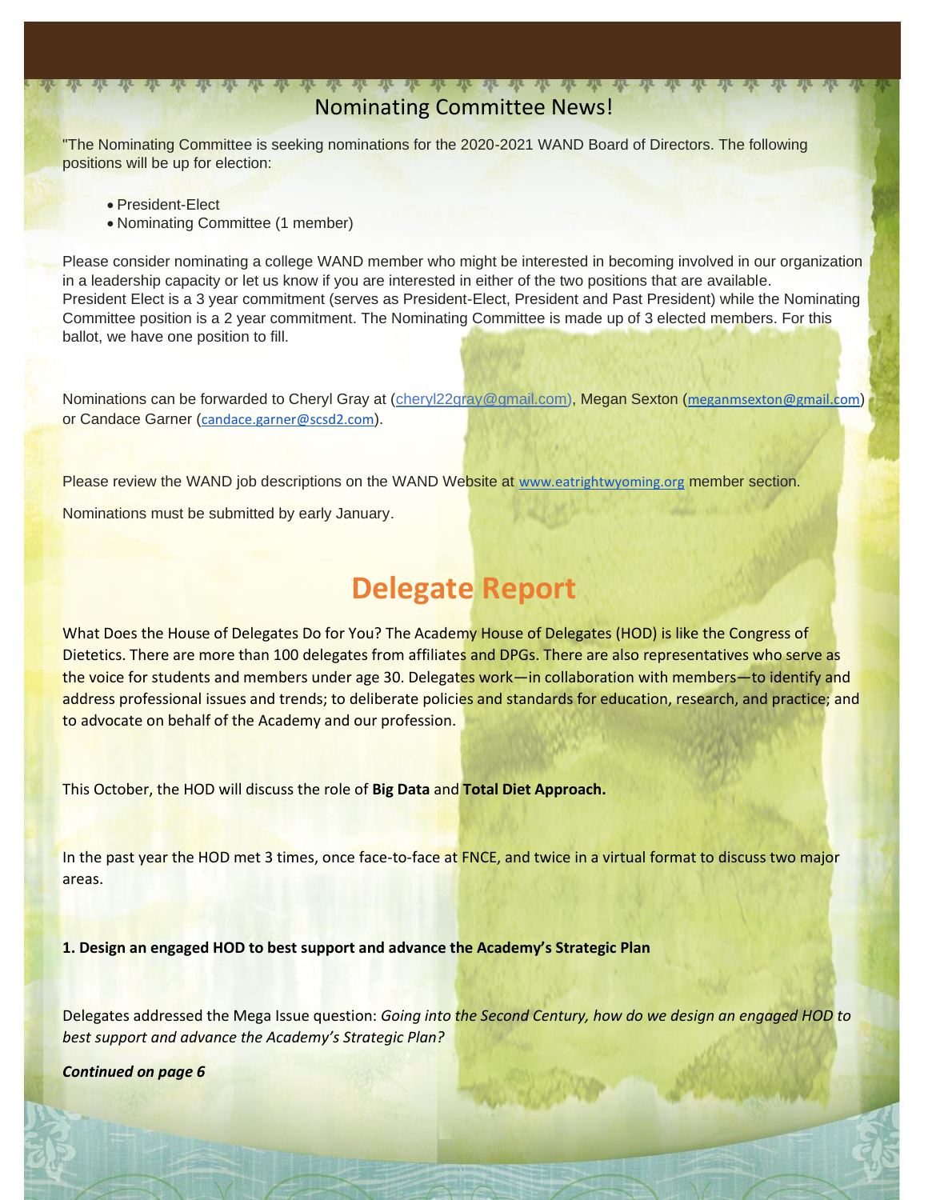## Nominating Committee News!

"The Nominating Committee is seeking nominations for the 2020-2021 WAND Board of Directors. The following positions will be up for election:

- President-Elect
- Nominating Committee (1 member)

Please consider nominating a college WAND member who might be interested in becoming involved in our organization in a leadership capacity or let us know if you are interested in either of the two positions that are available. President Elect is a 3 year commitment (serves as President-Elect, President and Past President) while the Nominating Committee position is a 2 year commitment. The Nominating Committee is made up of 3 elected members. For this ballot, we have one position to fill.

Nominations can be forwarded to Cheryl Gray at (cheryl22gray@gmail.com), Megan Sexton (meganmsexton@gmail.com) or Candace Garner (candace.garner@scsd2.com).

Please review the WAND job descriptions on the WAND Website at www.eatrightwyoming.org member section.

Nominations must be submitted by early January.

# Delegate Report

What Does the House of Delegates Do for You? The Academy House of Delegates (HOD) is like the Congress of Dietetics. There are more than 100 delegates from affiliates and DPGs. There are also representatives who serve as the voice for students and members under age 30. Delegates work—in collaboration with members—to identify and address professional issues and trends; to deliberate policies and standards for education, research, and practice; and to advocate on behalf of the Academy and our profession.

This October, the HOD will discuss the role of **Big Data** and **Total Diet Approach.**

In the past year the HOD met 3 times, once face-to-face at FNCE, and twice in a virtual format to discuss two major areas.

**1. Design an engaged HOD to best support and advance the Academy's Strategic Plan**

Delegates addressed the Mega Issue question: *Going into the Second Century, how do we design an engaged HOD to best support and advance the Academy's Strategic Plan?*

***Continued on page 6***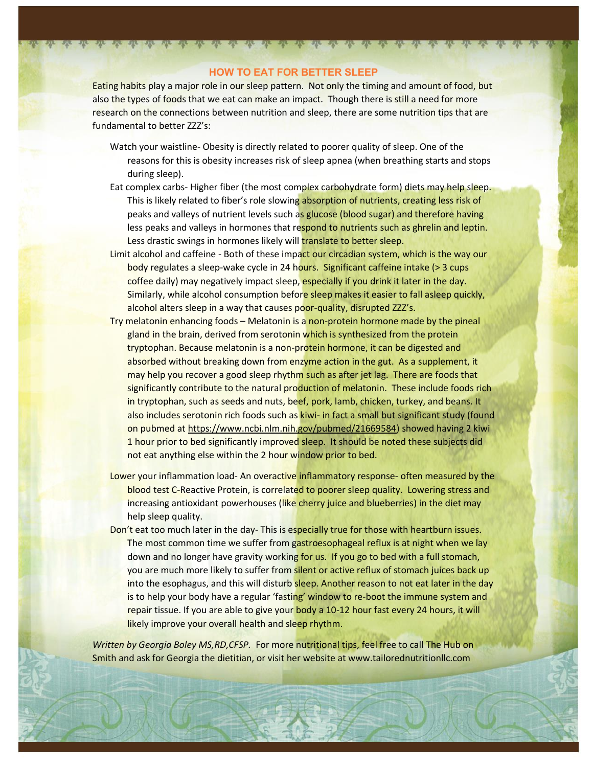## HOW TO EAT FOR BETTER SLEEP

Eating habits play a major role in our sleep pattern. Not only the timing and amount of food, but also the types of foods that we eat can make an impact. Though there is still a need for more research on the connections between nutrition and sleep, there are some nutrition tips that are fundamental to better ZZZ's:

- Watch your waistline- Obesity is directly related to poorer quality of sleep. One of the reasons for this is obesity increases risk of sleep apnea (when breathing starts and stops during sleep).
- Eat complex carbs- Higher fiber (the most complex carbohydrate form) diets may help sleep. This is likely related to fiber's role slowing absorption of nutrients, creating less risk of peaks and valleys of nutrient levels such as glucose (blood sugar) and therefore having less peaks and valleys in hormones that respond to nutrients such as ghrelin and leptin. Less drastic swings in hormones likely will translate to better sleep.
- Limit alcohol and caffeine - Both of these impact our circadian system, which is the way our body regulates a sleep-wake cycle in 24 hours. Significant caffeine intake (> 3 cups coffee daily) may negatively impact sleep, especially if you drink it later in the day. Similarly, while alcohol consumption before sleep makes it easier to fall asleep quickly, alcohol alters sleep in a way that causes poor-quality, disrupted ZZZ's.
- Try melatonin enhancing foods – Melatonin is a non-protein hormone made by the pineal gland in the brain, derived from serotonin which is synthesized from the protein tryptophan. Because melatonin is a non-protein hormone, it can be digested and absorbed without breaking down from enzyme action in the gut. As a supplement, it may help you recover a good sleep rhythm such as after jet lag. There are foods that significantly contribute to the natural production of melatonin. These include foods rich in tryptophan, such as seeds and nuts, beef, pork, lamb, chicken, turkey, and beans. It also includes serotonin rich foods such as kiwi- in fact a small but significant study (found on pubmed at https://www.ncbi.nlm.nih.gov/pubmed/21669584) showed having 2 kiwi 1 hour prior to bed significantly improved sleep. It should be noted these subjects did not eat anything else within the 2 hour window prior to bed.
- Lower your inflammation load- An overactive inflammatory response- often measured by the blood test C-Reactive Protein, is correlated to poorer sleep quality. Lowering stress and increasing antioxidant powerhouses (like cherry juice and blueberries) in the diet may help sleep quality.
- Don't eat too much later in the day- This is especially true for those with heartburn issues. The most common time we suffer from gastroesophageal reflux is at night when we lay down and no longer have gravity working for us. If you go to bed with a full stomach, you are much more likely to suffer from silent or active reflux of stomach juices back up into the esophagus, and this will disturb sleep. Another reason to not eat later in the day is to help your body have a regular 'fasting' window to re-boot the immune system and repair tissue. If you are able to give your body a 10-12 hour fast every 24 hours, it will likely improve your overall health and sleep rhythm.

*Written by Georgia Boley MS,RD,CFSP.* For more nutritional tips, feel free to call The Hub on Smith and ask for Georgia the dietitian, or visit her website at www.tailorednutritionllc.com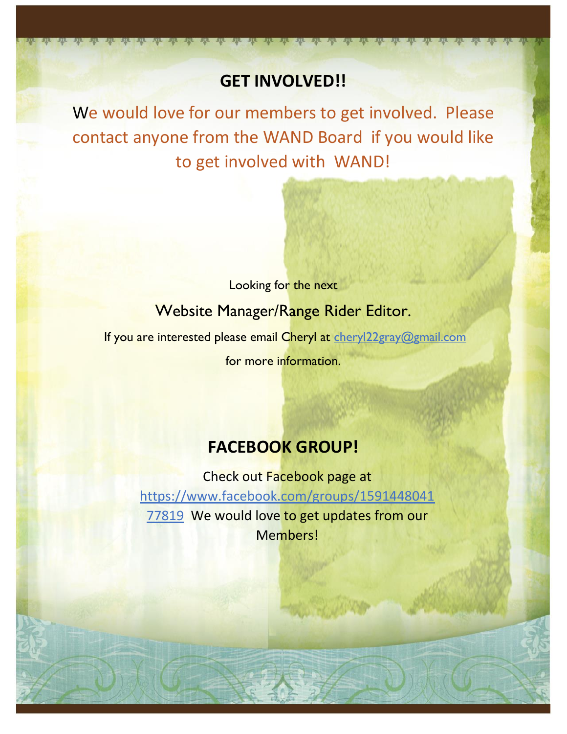## GET INVOLVED!!

We would love for our members to get involved. Please contact anyone from the WAND Board if you would like to get involved with WAND!

Looking for the next

Website Manager/Range Rider Editor.

If you are interested please email Cheryl at cheryl22gray@gmail.com for more information.

## FACEBOOK GROUP!

Check out Facebook page at https://www.facebook.com/groups/159144804177819 We would love to get updates from our Members!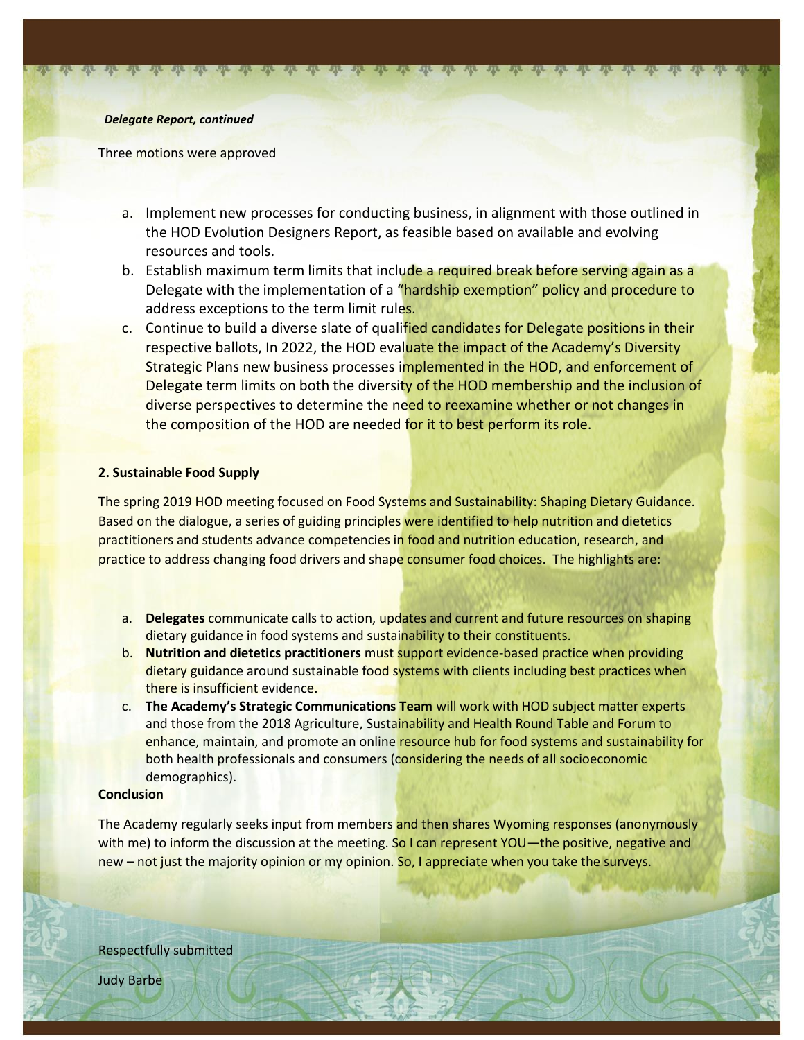***Delegate Report, continued***

Three motions were approved

a. Implement new processes for conducting business, in alignment with those outlined in the HOD Evolution Designers Report, as feasible based on available and evolving resources and tools.
b. Establish maximum term limits that include a required break before serving again as a Delegate with the implementation of a "hardship exemption" policy and procedure to address exceptions to the term limit rules.
c. Continue to build a diverse slate of qualified candidates for Delegate positions in their respective ballots, In 2022, the HOD evaluate the impact of the Academy's Diversity Strategic Plans new business processes implemented in the HOD, and enforcement of Delegate term limits on both the diversity of the HOD membership and the inclusion of diverse perspectives to determine the need to reexamine whether or not changes in the composition of the HOD are needed for it to best perform its role.

**2. Sustainable Food Supply**

The spring 2019 HOD meeting focused on Food Systems and Sustainability: Shaping Dietary Guidance. Based on the dialogue, a series of guiding principles were identified to help nutrition and dietetics practitioners and students advance competencies in food and nutrition education, research, and practice to address changing food drivers and shape consumer food choices. The highlights are:

a. **Delegates** communicate calls to action, updates and current and future resources on shaping dietary guidance in food systems and sustainability to their constituents.
b. **Nutrition and dietetics practitioners** must support evidence-based practice when providing dietary guidance around sustainable food systems with clients including best practices when there is insufficient evidence.
c. **The Academy's Strategic Communications Team** will work with HOD subject matter experts and those from the 2018 Agriculture, Sustainability and Health Round Table and Forum to enhance, maintain, and promote an online resource hub for food systems and sustainability for both health professionals and consumers (considering the needs of all socioeconomic demographics).

**Conclusion**

The Academy regularly seeks input from members and then shares Wyoming responses (anonymously with me) to inform the discussion at the meeting. So I can represent YOU—the positive, negative and new – not just the majority opinion or my opinion. So, I appreciate when you take the surveys.

Respectfully submitted

Judy Barbe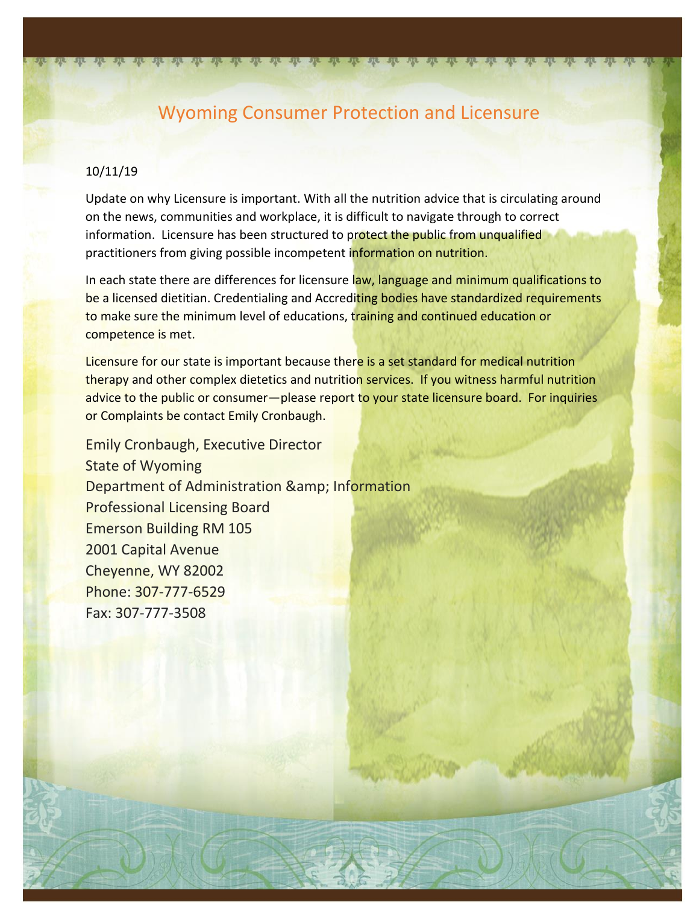# Wyoming Consumer Protection and Licensure

10/11/19

Update on why Licensure is important. With all the nutrition advice that is circulating around on the news, communities and workplace, it is difficult to navigate through to correct information. Licensure has been structured to protect the public from unqualified practitioners from giving possible incompetent information on nutrition.

In each state there are differences for licensure law, language and minimum qualifications to be a licensed dietitian. Credentialing and Accrediting bodies have standardized requirements to make sure the minimum level of educations, training and continued education or competence is met.

Licensure for our state is important because there is a set standard for medical nutrition therapy and other complex dietetics and nutrition services. If you witness harmful nutrition advice to the public or consumer—please report to your state licensure board. For inquiries or Complaints be contact Emily Cronbaugh.

Emily Cronbaugh, Executive Director
State of Wyoming
Department of Administration &amp; Information
Professional Licensing Board
Emerson Building RM 105
2001 Capital Avenue
Cheyenne, WY 82002
Phone: 307-777-6529
Fax: 307-777-3508